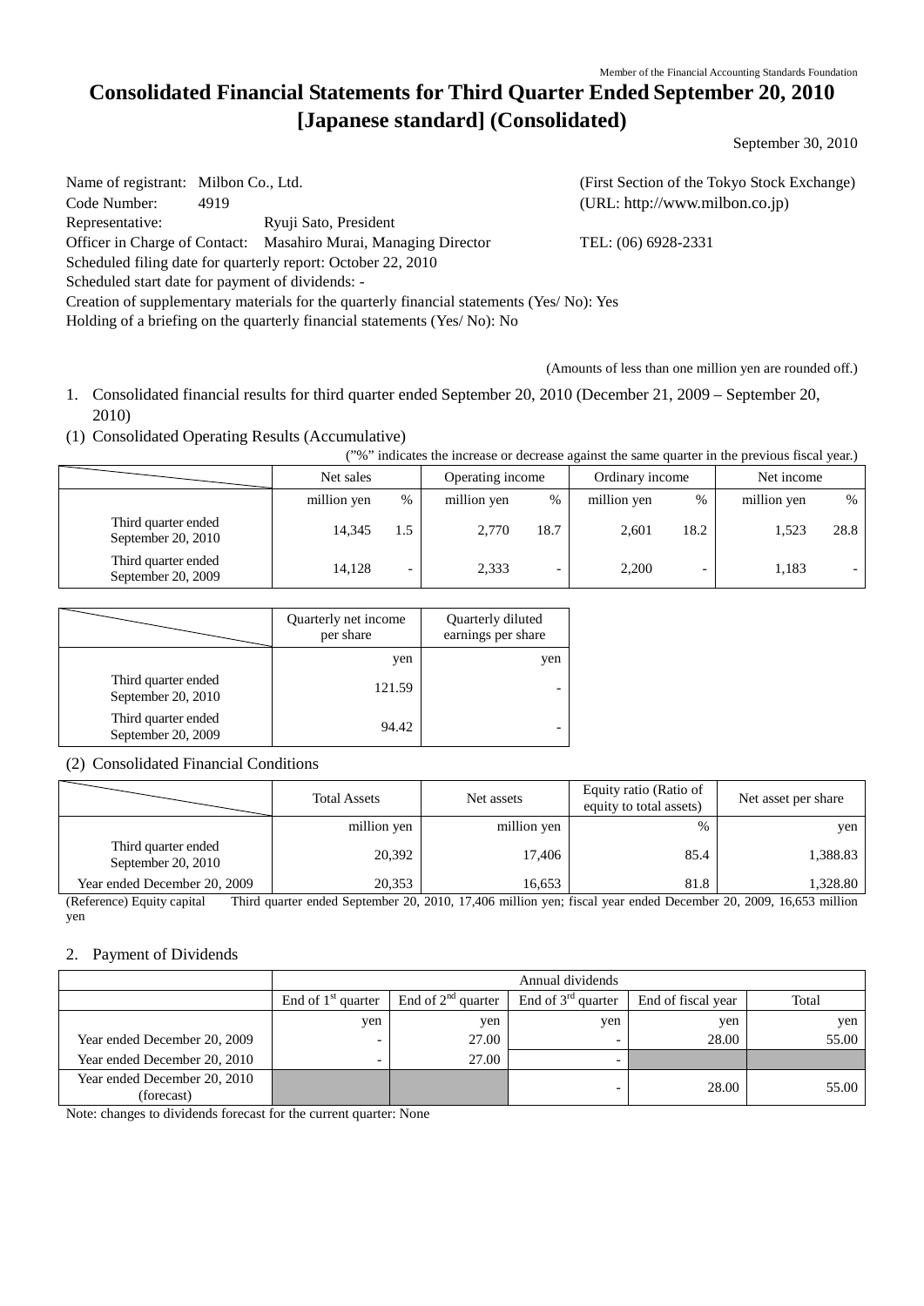Member of the Financial Accounting Standards Foundation

# Consolidated Financial Statements for Third Quarter Ended September 20, 2010 [Japanese standard] (Consolidated)

September 30, 2010

Name of registrant: Milbon Co., Ltd. (First Section of the Tokyo Stock Exchange)
Code Number: 4919 (URL: http://www.milbon.co.jp)
Representative: Ryuji Sato, President
Officer in Charge of Contact: Masahiro Murai, Managing Director TEL: (06) 6928-2331
Scheduled filing date for quarterly report: October 22, 2010
Scheduled start date for payment of dividends: -
Creation of supplementary materials for the quarterly financial statements (Yes/ No): Yes
Holding of a briefing on the quarterly financial statements (Yes/ No): No

(Amounts of less than one million yen are rounded off.)

1. Consolidated financial results for third quarter ended September 20, 2010 (December 21, 2009 – September 20, 2010)

(1) Consolidated Operating Results (Accumulative)

("%" indicates the increase or decrease against the same quarter in the previous fiscal year.)

| | Net sales | | Operating income | | Ordinary income | | Net income | |
|---|---|---|---|---|---|---|---|---|
| | million yen | % | million yen | % | million yen | % | million yen | % |
| Third quarter ended September 20, 2010 | 14,345 | 1.5 | 2,770 | 18.7 | 2,601 | 18.2 | 1,523 | 28.8 |
| Third quarter ended September 20, 2009 | 14,128 | - | 2,333 | - | 2,200 | - | 1,183 | - |

| | Quarterly net income per share | Quarterly diluted earnings per share |
|---|---|---|
| | yen | yen |
| Third quarter ended September 20, 2010 | 121.59 | - |
| Third quarter ended September 20, 2009 | 94.42 | - |

(2) Consolidated Financial Conditions

| | Total Assets | Net assets | Equity ratio (Ratio of equity to total assets) | Net asset per share |
|---|---|---|---|---|
| | million yen | million yen | % | yen |
| Third quarter ended September 20, 2010 | 20,392 | 17,406 | 85.4 | 1,388.83 |
| Year ended December 20, 2009 | 20,353 | 16,653 | 81.8 | 1,328.80 |

(Reference) Equity capital Third quarter ended September 20, 2010, 17,406 million yen; fiscal year ended December 20, 2009, 16,653 million yen

2. Payment of Dividends

| | Annual dividends | | | | |
|---|---|---|---|---|---|
| | End of 1st quarter | End of 2nd quarter | End of 3rd quarter | End of fiscal year | Total |
| | yen | yen | yen | yen | yen |
| Year ended December 20, 2009 | - | 27.00 | - | 28.00 | 55.00 |
| Year ended December 20, 2010 | - | 27.00 | - | | |
| Year ended December 20, 2010 (forecast) | | | - | 28.00 | 55.00 |

Note: changes to dividends forecast for the current quarter: None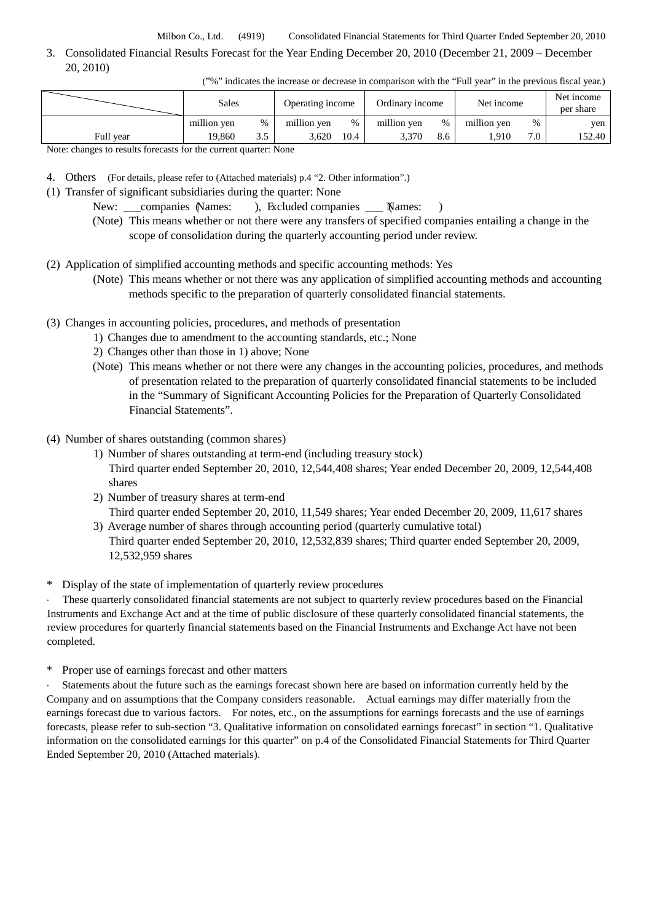3. Consolidated Financial Results Forecast for the Year Ending December 20, 2010 (December 21, 2009 – December 20, 2010)

("%" indicates the increase or decrease in comparison with the "Full year" in the previous fiscal year.)

| | Sales | | Operating income | | Ordinary income | | Net income | | Net income per share |
|---|---|---|---|---|---|---|---|---|---|
| | million yen | % | million yen | % | million yen | % | million yen | % | yen |
| Full year | 19,860 | 3.5 | 3,620 | 10.4 | 3,370 | 8.6 | 1,910 | 7.0 | 152.40 |

Note: changes to results forecasts for the current quarter: None

4. Others (For details, please refer to (Attached materials) p.4 "2. Other information".)

(1) Transfer of significant subsidiaries during the quarter: None

New: ___companies (Names: ), Excluded companies ___ (Names: )

(Note) This means whether or not there were any transfers of specified companies entailing a change in the scope of consolidation during the quarterly accounting period under review.

(2) Application of simplified accounting methods and specific accounting methods: Yes

(Note) This means whether or not there was any application of simplified accounting methods and accounting methods specific to the preparation of quarterly consolidated financial statements.

(3) Changes in accounting policies, procedures, and methods of presentation

1) Changes due to amendment to the accounting standards, etc.; None

2) Changes other than those in 1) above; None

(Note) This means whether or not there were any changes in the accounting policies, procedures, and methods of presentation related to the preparation of quarterly consolidated financial statements to be included in the "Summary of Significant Accounting Policies for the Preparation of Quarterly Consolidated Financial Statements".

(4) Number of shares outstanding (common shares)

1) Number of shares outstanding at term-end (including treasury stock)
Third quarter ended September 20, 2010, 12,544,408 shares; Year ended December 20, 2009, 12,544,408 shares

2) Number of treasury shares at term-end
Third quarter ended September 20, 2010, 11,549 shares; Year ended December 20, 2009, 11,617 shares

3) Average number of shares through accounting period (quarterly cumulative total)
Third quarter ended September 20, 2010, 12,532,839 shares; Third quarter ended September 20, 2009, 12,532,959 shares

\* Display of the state of implementation of quarterly review procedures

· These quarterly consolidated financial statements are not subject to quarterly review procedures based on the Financial Instruments and Exchange Act and at the time of public disclosure of these quarterly consolidated financial statements, the review procedures for quarterly financial statements based on the Financial Instruments and Exchange Act have not been completed.

\* Proper use of earnings forecast and other matters

· Statements about the future such as the earnings forecast shown here are based on information currently held by the Company and on assumptions that the Company considers reasonable. Actual earnings may differ materially from the earnings forecast due to various factors. For notes, etc., on the assumptions for earnings forecasts and the use of earnings forecasts, please refer to sub-section "3. Qualitative information on consolidated earnings forecast" in section "1. Qualitative information on the consolidated earnings for this quarter" on p.4 of the Consolidated Financial Statements for Third Quarter Ended September 20, 2010 (Attached materials).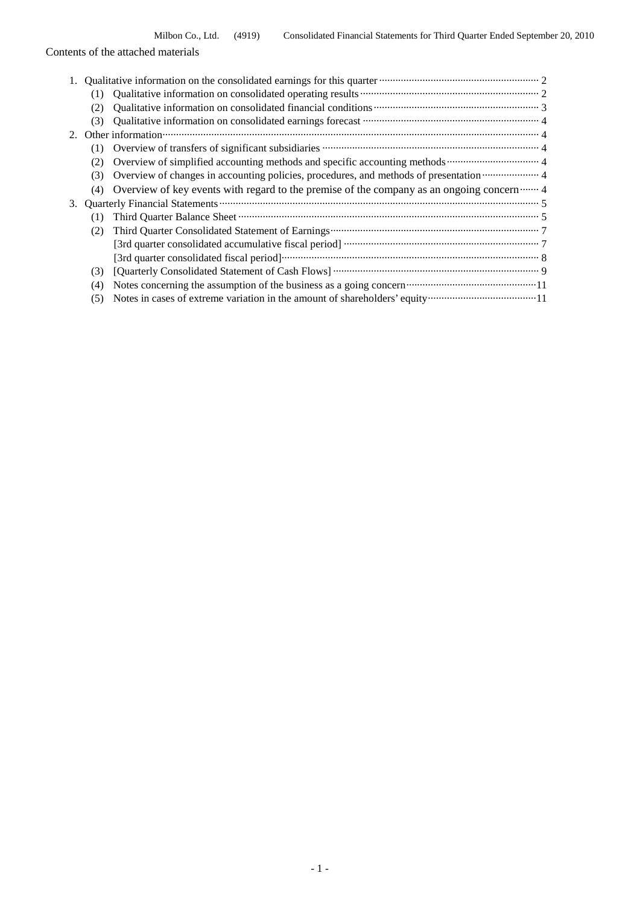Contents of the attached materials

1. Qualitative information on the consolidated earnings for this quarter ··· 2
   (1) Qualitative information on consolidated operating results ··· 2
   (2) Qualitative information on consolidated financial conditions ··· 3
   (3) Qualitative information on consolidated earnings forecast ··· 4
2. Other information ··· 4
   (1) Overview of transfers of significant subsidiaries ··· 4
   (2) Overview of simplified accounting methods and specific accounting methods ··· 4
   (3) Overview of changes in accounting policies, procedures, and methods of presentation ··· 4
   (4) Overview of key events with regard to the premise of the company as an ongoing concern ··· 4
3. Quarterly Financial Statements ··· 5
   (1) Third Quarter Balance Sheet ··· 5
   (2) Third Quarter Consolidated Statement of Earnings ··· 7
       [3rd quarter consolidated accumulative fiscal period] ··· 7
       [3rd quarter consolidated fiscal period] ··· 8
   (3) [Quarterly Consolidated Statement of Cash Flows] ··· 9
   (4) Notes concerning the assumption of the business as a going concern ··· 11
   (5) Notes in cases of extreme variation in the amount of shareholders' equity ··· 11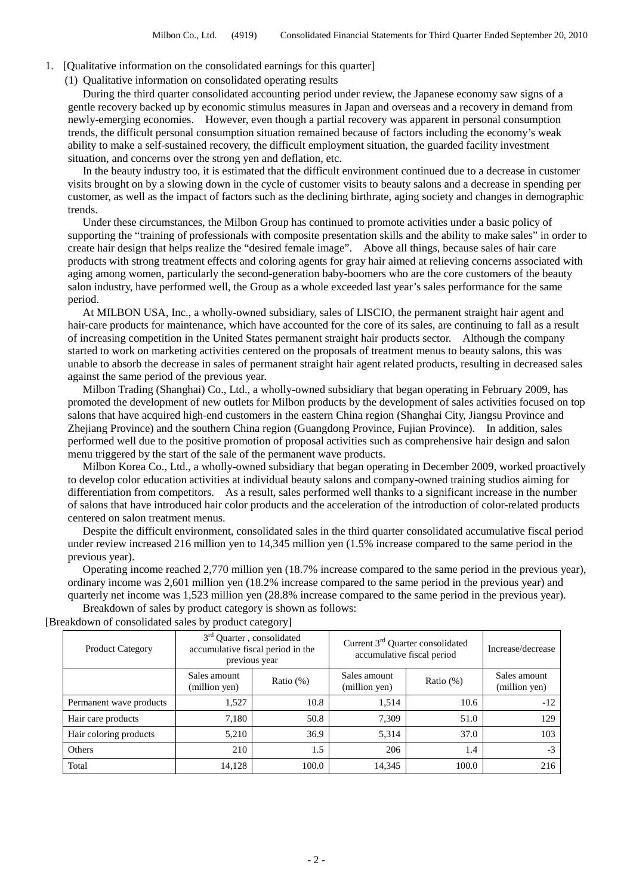1. [Qualitative information on the consolidated earnings for this quarter]

(1) Qualitative information on consolidated operating results

During the third quarter consolidated accounting period under review, the Japanese economy saw signs of a gentle recovery backed up by economic stimulus measures in Japan and overseas and a recovery in demand from newly-emerging economies. However, even though a partial recovery was apparent in personal consumption trends, the difficult personal consumption situation remained because of factors including the economy's weak ability to make a self-sustained recovery, the difficult employment situation, the guarded facility investment situation, and concerns over the strong yen and deflation, etc.

In the beauty industry too, it is estimated that the difficult environment continued due to a decrease in customer visits brought on by a slowing down in the cycle of customer visits to beauty salons and a decrease in spending per customer, as well as the impact of factors such as the declining birthrate, aging society and changes in demographic trends.

Under these circumstances, the Milbon Group has continued to promote activities under a basic policy of supporting the "training of professionals with composite presentation skills and the ability to make sales" in order to create hair design that helps realize the "desired female image". Above all things, because sales of hair care products with strong treatment effects and coloring agents for gray hair aimed at relieving concerns associated with aging among women, particularly the second-generation baby-boomers who are the core customers of the beauty salon industry, have performed well, the Group as a whole exceeded last year's sales performance for the same period.

At MILBON USA, Inc., a wholly-owned subsidiary, sales of LISCIO, the permanent straight hair agent and hair-care products for maintenance, which have accounted for the core of its sales, are continuing to fall as a result of increasing competition in the United States permanent straight hair products sector. Although the company started to work on marketing activities centered on the proposals of treatment menus to beauty salons, this was unable to absorb the decrease in sales of permanent straight hair agent related products, resulting in decreased sales against the same period of the previous year.

Milbon Trading (Shanghai) Co., Ltd., a wholly-owned subsidiary that began operating in February 2009, has promoted the development of new outlets for Milbon products by the development of sales activities focused on top salons that have acquired high-end customers in the eastern China region (Shanghai City, Jiangsu Province and Zhejiang Province) and the southern China region (Guangdong Province, Fujian Province). In addition, sales performed well due to the positive promotion of proposal activities such as comprehensive hair design and salon menu triggered by the start of the sale of the permanent wave products.

Milbon Korea Co., Ltd., a wholly-owned subsidiary that began operating in December 2009, worked proactively to develop color education activities at individual beauty salons and company-owned training studios aiming for differentiation from competitors. As a result, sales performed well thanks to a significant increase in the number of salons that have introduced hair color products and the acceleration of the introduction of color-related products centered on salon treatment menus.

Despite the difficult environment, consolidated sales in the third quarter consolidated accumulative fiscal period under review increased 216 million yen to 14,345 million yen (1.5% increase compared to the same period in the previous year).

Operating income reached 2,770 million yen (18.7% increase compared to the same period in the previous year), ordinary income was 2,601 million yen (18.2% increase compared to the same period in the previous year) and quarterly net income was 1,523 million yen (28.8% increase compared to the same period in the previous year).

Breakdown of sales by product category is shown as follows:

[Breakdown of consolidated sales by product category]

| Product Category | 3rd Quarter , consolidated accumulative fiscal period in the previous year | | Current 3rd Quarter consolidated accumulative fiscal period | | Increase/decrease |
|---|---|---|---|---|---|
| | Sales amount (million yen) | Ratio (%) | Sales amount (million yen) | Ratio (%) | Sales amount (million yen) |
| Permanent wave products | 1,527 | 10.8 | 1,514 | 10.6 | -12 |
| Hair care products | 7,180 | 50.8 | 7,309 | 51.0 | 129 |
| Hair coloring products | 5,210 | 36.9 | 5,314 | 37.0 | 103 |
| Others | 210 | 1.5 | 206 | 1.4 | -3 |
| Total | 14,128 | 100.0 | 14,345 | 100.0 | 216 |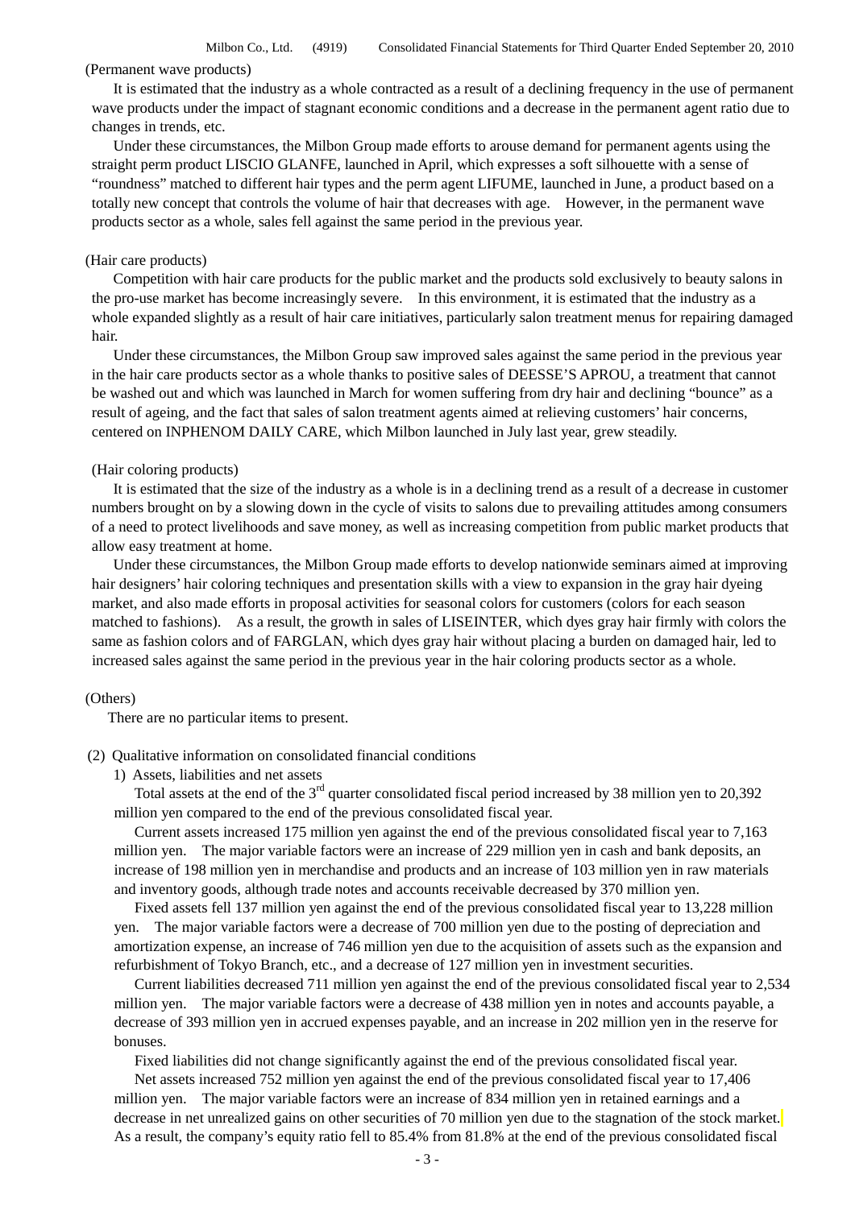(Permanent wave products)

It is estimated that the industry as a whole contracted as a result of a declining frequency in the use of permanent wave products under the impact of stagnant economic conditions and a decrease in the permanent agent ratio due to changes in trends, etc.

Under these circumstances, the Milbon Group made efforts to arouse demand for permanent agents using the straight perm product LISCIO GLANFE, launched in April, which expresses a soft silhouette with a sense of "roundness" matched to different hair types and the perm agent LIFUME, launched in June, a product based on a totally new concept that controls the volume of hair that decreases with age. However, in the permanent wave products sector as a whole, sales fell against the same period in the previous year.

(Hair care products)

Competition with hair care products for the public market and the products sold exclusively to beauty salons in the pro-use market has become increasingly severe. In this environment, it is estimated that the industry as a whole expanded slightly as a result of hair care initiatives, particularly salon treatment menus for repairing damaged hair.

Under these circumstances, the Milbon Group saw improved sales against the same period in the previous year in the hair care products sector as a whole thanks to positive sales of DEESSE'S APROU, a treatment that cannot be washed out and which was launched in March for women suffering from dry hair and declining "bounce" as a result of ageing, and the fact that sales of salon treatment agents aimed at relieving customers' hair concerns, centered on INPHENOM DAILY CARE, which Milbon launched in July last year, grew steadily.

(Hair coloring products)

It is estimated that the size of the industry as a whole is in a declining trend as a result of a decrease in customer numbers brought on by a slowing down in the cycle of visits to salons due to prevailing attitudes among consumers of a need to protect livelihoods and save money, as well as increasing competition from public market products that allow easy treatment at home.

Under these circumstances, the Milbon Group made efforts to develop nationwide seminars aimed at improving hair designers' hair coloring techniques and presentation skills with a view to expansion in the gray hair dyeing market, and also made efforts in proposal activities for seasonal colors for customers (colors for each season matched to fashions). As a result, the growth in sales of LISEINTER, which dyes gray hair firmly with colors the same as fashion colors and of FARGLAN, which dyes gray hair without placing a burden on damaged hair, led to increased sales against the same period in the previous year in the hair coloring products sector as a whole.

(Others)

There are no particular items to present.

(2) Qualitative information on consolidated financial conditions

1) Assets, liabilities and net assets

Total assets at the end of the 3rd quarter consolidated fiscal period increased by 38 million yen to 20,392 million yen compared to the end of the previous consolidated fiscal year.

Current assets increased 175 million yen against the end of the previous consolidated fiscal year to 7,163 million yen. The major variable factors were an increase of 229 million yen in cash and bank deposits, an increase of 198 million yen in merchandise and products and an increase of 103 million yen in raw materials and inventory goods, although trade notes and accounts receivable decreased by 370 million yen.

Fixed assets fell 137 million yen against the end of the previous consolidated fiscal year to 13,228 million yen. The major variable factors were a decrease of 700 million yen due to the posting of depreciation and amortization expense, an increase of 746 million yen due to the acquisition of assets such as the expansion and refurbishment of Tokyo Branch, etc., and a decrease of 127 million yen in investment securities.

Current liabilities decreased 711 million yen against the end of the previous consolidated fiscal year to 2,534 million yen. The major variable factors were a decrease of 438 million yen in notes and accounts payable, a decrease of 393 million yen in accrued expenses payable, and an increase in 202 million yen in the reserve for bonuses.

Fixed liabilities did not change significantly against the end of the previous consolidated fiscal year.

Net assets increased 752 million yen against the end of the previous consolidated fiscal year to 17,406 million yen. The major variable factors were an increase of 834 million yen in retained earnings and a decrease in net unrealized gains on other securities of 70 million yen due to the stagnation of the stock market. As a result, the company's equity ratio fell to 85.4% from 81.8% at the end of the previous consolidated fiscal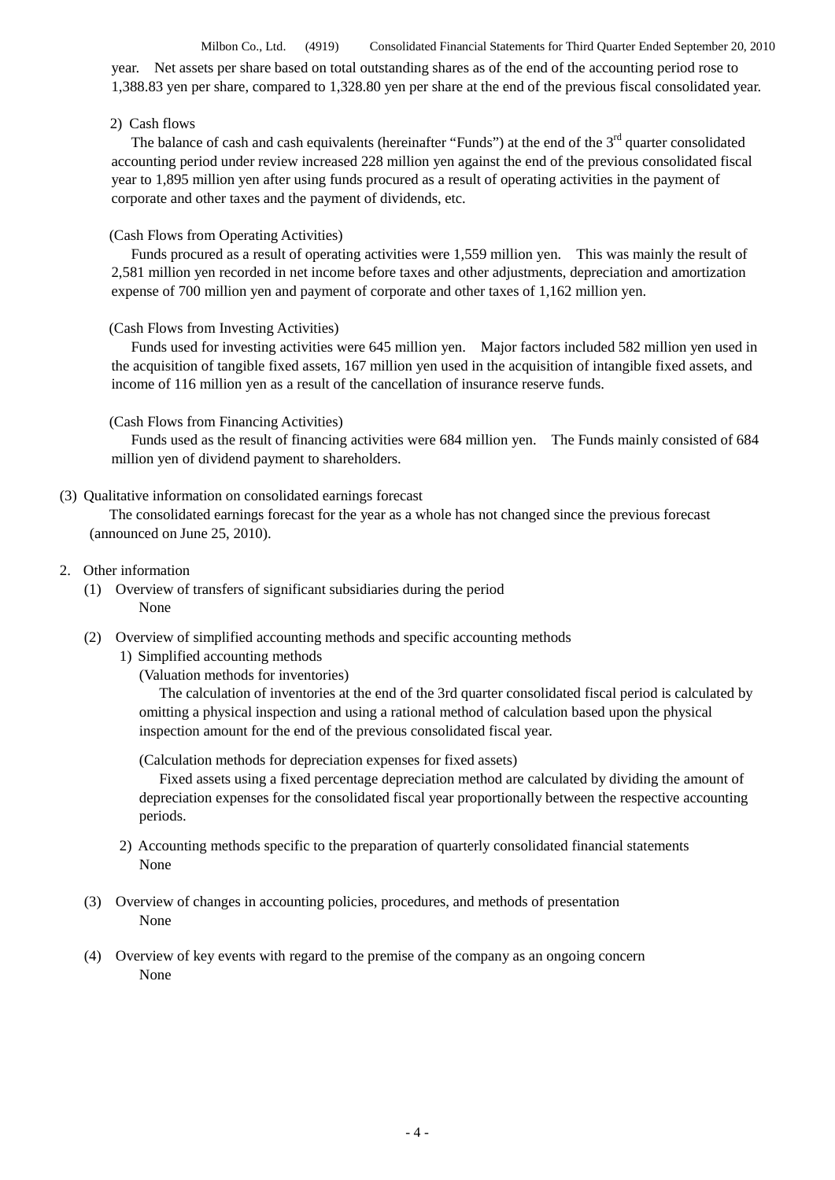year. Net assets per share based on total outstanding shares as of the end of the accounting period rose to 1,388.83 yen per share, compared to 1,328.80 yen per share at the end of the previous fiscal consolidated year.

2) Cash flows

The balance of cash and cash equivalents (hereinafter "Funds") at the end of the 3rd quarter consolidated accounting period under review increased 228 million yen against the end of the previous consolidated fiscal year to 1,895 million yen after using funds procured as a result of operating activities in the payment of corporate and other taxes and the payment of dividends, etc.

(Cash Flows from Operating Activities)

Funds procured as a result of operating activities were 1,559 million yen. This was mainly the result of 2,581 million yen recorded in net income before taxes and other adjustments, depreciation and amortization expense of 700 million yen and payment of corporate and other taxes of 1,162 million yen.

(Cash Flows from Investing Activities)

Funds used for investing activities were 645 million yen. Major factors included 582 million yen used in the acquisition of tangible fixed assets, 167 million yen used in the acquisition of intangible fixed assets, and income of 116 million yen as a result of the cancellation of insurance reserve funds.

(Cash Flows from Financing Activities)

Funds used as the result of financing activities were 684 million yen. The Funds mainly consisted of 684 million yen of dividend payment to shareholders.

(3) Qualitative information on consolidated earnings forecast

The consolidated earnings forecast for the year as a whole has not changed since the previous forecast (announced on June 25, 2010).

2. Other information

(1) Overview of transfers of significant subsidiaries during the period

None

(2) Overview of simplified accounting methods and specific accounting methods

1) Simplified accounting methods

(Valuation methods for inventories)

The calculation of inventories at the end of the 3rd quarter consolidated fiscal period is calculated by omitting a physical inspection and using a rational method of calculation based upon the physical inspection amount for the end of the previous consolidated fiscal year.

(Calculation methods for depreciation expenses for fixed assets)

Fixed assets using a fixed percentage depreciation method are calculated by dividing the amount of depreciation expenses for the consolidated fiscal year proportionally between the respective accounting periods.

2) Accounting methods specific to the preparation of quarterly consolidated financial statements

None

(3) Overview of changes in accounting policies, procedures, and methods of presentation

None

(4) Overview of key events with regard to the premise of the company as an ongoing concern

None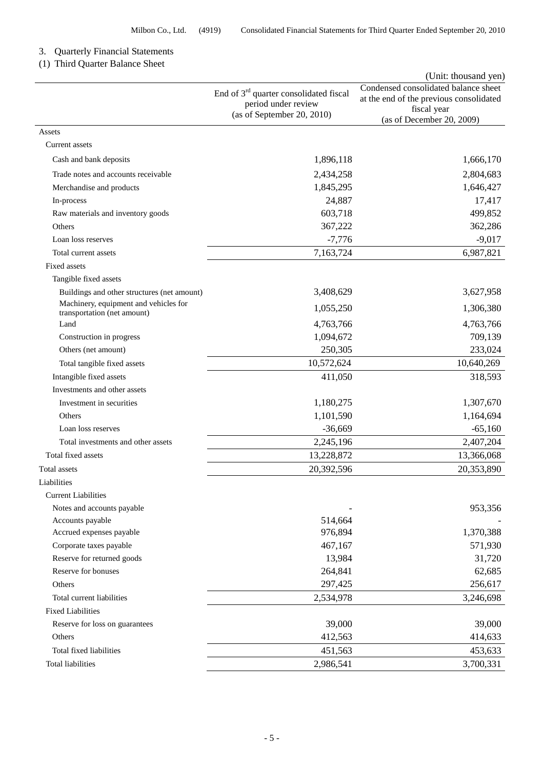## 3. Quarterly Financial Statements

### (1) Third Quarter Balance Sheet

(Unit: thousand yen)

| | End of 3rd quarter consolidated fiscal period under review (as of September 20, 2010) | Condensed consolidated balance sheet at the end of the previous consolidated fiscal year (as of December 20, 2009) |
|---|---|---|
| Assets | | |
| Current assets | | |
| Cash and bank deposits | 1,896,118 | 1,666,170 |
| Trade notes and accounts receivable | 2,434,258 | 2,804,683 |
| Merchandise and products | 1,845,295 | 1,646,427 |
| In-process | 24,887 | 17,417 |
| Raw materials and inventory goods | 603,718 | 499,852 |
| Others | 367,222 | 362,286 |
| Loan loss reserves | -7,776 | -9,017 |
| Total current assets | 7,163,724 | 6,987,821 |
| Fixed assets | | |
| Tangible fixed assets | | |
| Buildings and other structures (net amount) | 3,408,629 | 3,627,958 |
| Machinery, equipment and vehicles for transportation (net amount) | 1,055,250 | 1,306,380 |
| Land | 4,763,766 | 4,763,766 |
| Construction in progress | 1,094,672 | 709,139 |
| Others (net amount) | 250,305 | 233,024 |
| Total tangible fixed assets | 10,572,624 | 10,640,269 |
| Intangible fixed assets | 411,050 | 318,593 |
| Investments and other assets | | |
| Investment in securities | 1,180,275 | 1,307,670 |
| Others | 1,101,590 | 1,164,694 |
| Loan loss reserves | -36,669 | -65,160 |
| Total investments and other assets | 2,245,196 | 2,407,204 |
| Total fixed assets | 13,228,872 | 13,366,068 |
| Total assets | 20,392,596 | 20,353,890 |
| Liabilities | | |
| Current Liabilities | | |
| Notes and accounts payable | - | 953,356 |
| Accounts payable | 514,664 | - |
| Accrued expenses payable | 976,894 | 1,370,388 |
| Corporate taxes payable | 467,167 | 571,930 |
| Reserve for returned goods | 13,984 | 31,720 |
| Reserve for bonuses | 264,841 | 62,685 |
| Others | 297,425 | 256,617 |
| Total current liabilities | 2,534,978 | 3,246,698 |
| Fixed Liabilities | | |
| Reserve for loss on guarantees | 39,000 | 39,000 |
| Others | 412,563 | 414,633 |
| Total fixed liabilities | 451,563 | 453,633 |
| Total liabilities | 2,986,541 | 3,700,331 |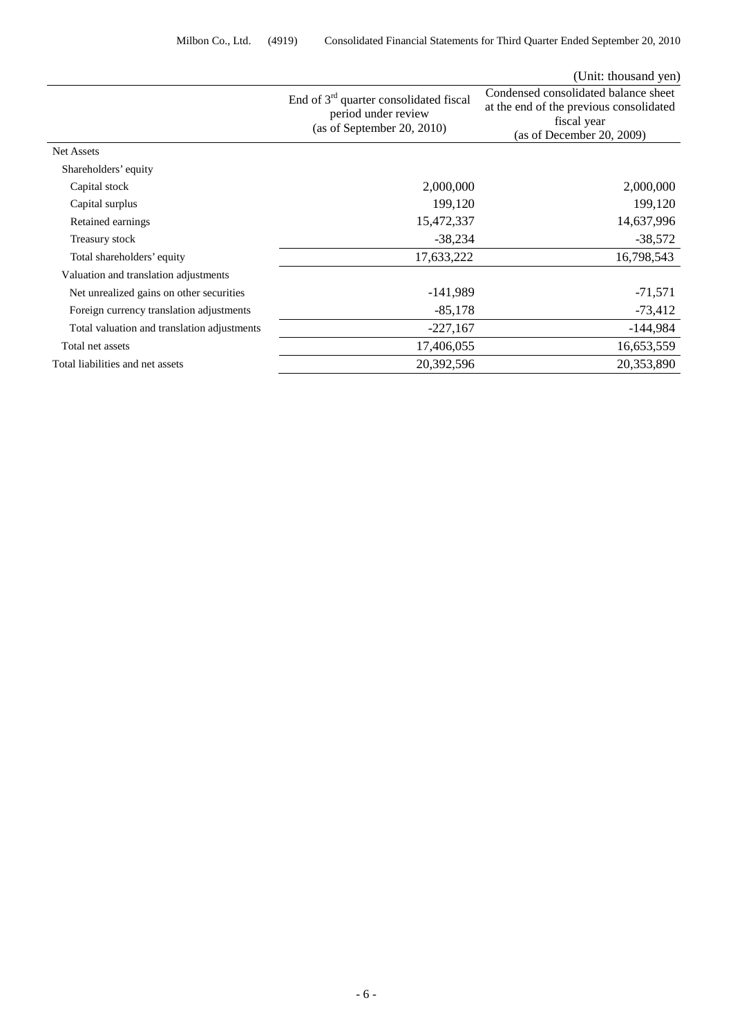(Unit: thousand yen)

| | End of 3rd quarter consolidated fiscal period under review (as of September 20, 2010) | Condensed consolidated balance sheet at the end of the previous consolidated fiscal year (as of December 20, 2009) |
|---|---|---|
| Net Assets | | |
| Shareholders' equity | | |
| Capital stock | 2,000,000 | 2,000,000 |
| Capital surplus | 199,120 | 199,120 |
| Retained earnings | 15,472,337 | 14,637,996 |
| Treasury stock | -38,234 | -38,572 |
| Total shareholders' equity | 17,633,222 | 16,798,543 |
| Valuation and translation adjustments | | |
| Net unrealized gains on other securities | -141,989 | -71,571 |
| Foreign currency translation adjustments | -85,178 | -73,412 |
| Total valuation and translation adjustments | -227,167 | -144,984 |
| Total net assets | 17,406,055 | 16,653,559 |
| Total liabilities and net assets | 20,392,596 | 20,353,890 |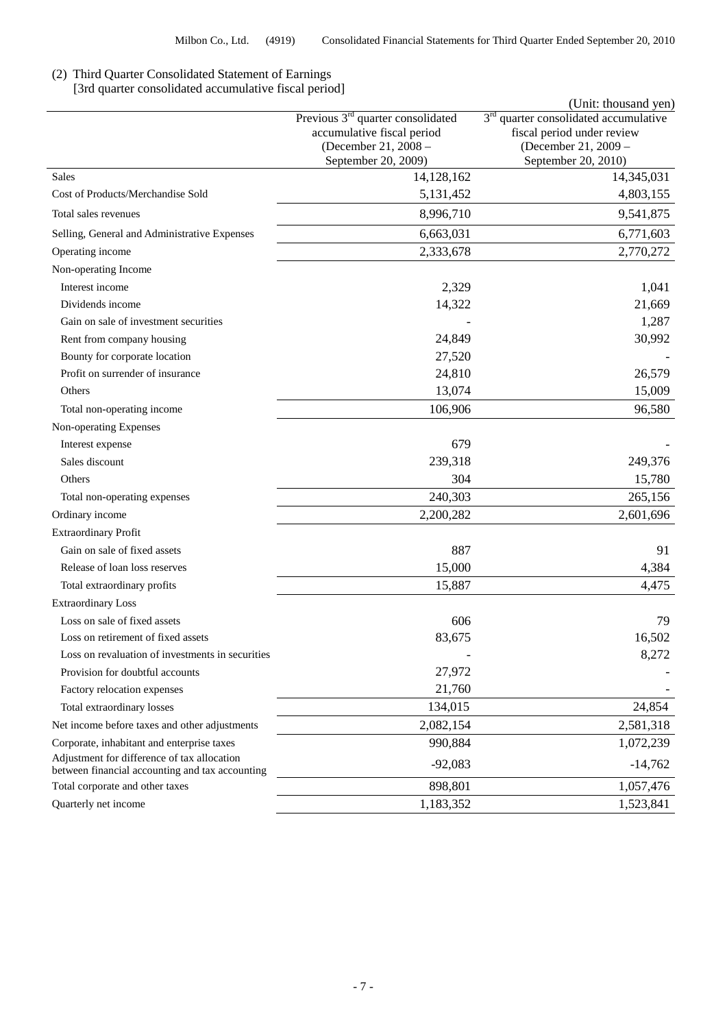(2) Third Quarter Consolidated Statement of Earnings
[3rd quarter consolidated accumulative fiscal period]

(Unit: thousand yen)

| | Previous 3rd quarter consolidated accumulative fiscal period (December 21, 2008 – September 20, 2009) | 3rd quarter consolidated accumulative fiscal period under review (December 21, 2009 – September 20, 2010) |
|---|---|---|
| Sales | 14,128,162 | 14,345,031 |
| Cost of Products/Merchandise Sold | 5,131,452 | 4,803,155 |
| Total sales revenues | 8,996,710 | 9,541,875 |
| Selling, General and Administrative Expenses | 6,663,031 | 6,771,603 |
| Operating income | 2,333,678 | 2,770,272 |
| Non-operating Income | | |
| Interest income | 2,329 | 1,041 |
| Dividends income | 14,322 | 21,669 |
| Gain on sale of investment securities | - | 1,287 |
| Rent from company housing | 24,849 | 30,992 |
| Bounty for corporate location | 27,520 | - |
| Profit on surrender of insurance | 24,810 | 26,579 |
| Others | 13,074 | 15,009 |
| Total non-operating income | 106,906 | 96,580 |
| Non-operating Expenses | | |
| Interest expense | 679 | - |
| Sales discount | 239,318 | 249,376 |
| Others | 304 | 15,780 |
| Total non-operating expenses | 240,303 | 265,156 |
| Ordinary income | 2,200,282 | 2,601,696 |
| Extraordinary Profit | | |
| Gain on sale of fixed assets | 887 | 91 |
| Release of loan loss reserves | 15,000 | 4,384 |
| Total extraordinary profits | 15,887 | 4,475 |
| Extraordinary Loss | | |
| Loss on sale of fixed assets | 606 | 79 |
| Loss on retirement of fixed assets | 83,675 | 16,502 |
| Loss on revaluation of investments in securities | - | 8,272 |
| Provision for doubtful accounts | 27,972 | - |
| Factory relocation expenses | 21,760 | - |
| Total extraordinary losses | 134,015 | 24,854 |
| Net income before taxes and other adjustments | 2,082,154 | 2,581,318 |
| Corporate, inhabitant and enterprise taxes | 990,884 | 1,072,239 |
| Adjustment for difference of tax allocation between financial accounting and tax accounting | -92,083 | -14,762 |
| Total corporate and other taxes | 898,801 | 1,057,476 |
| Quarterly net income | 1,183,352 | 1,523,841 |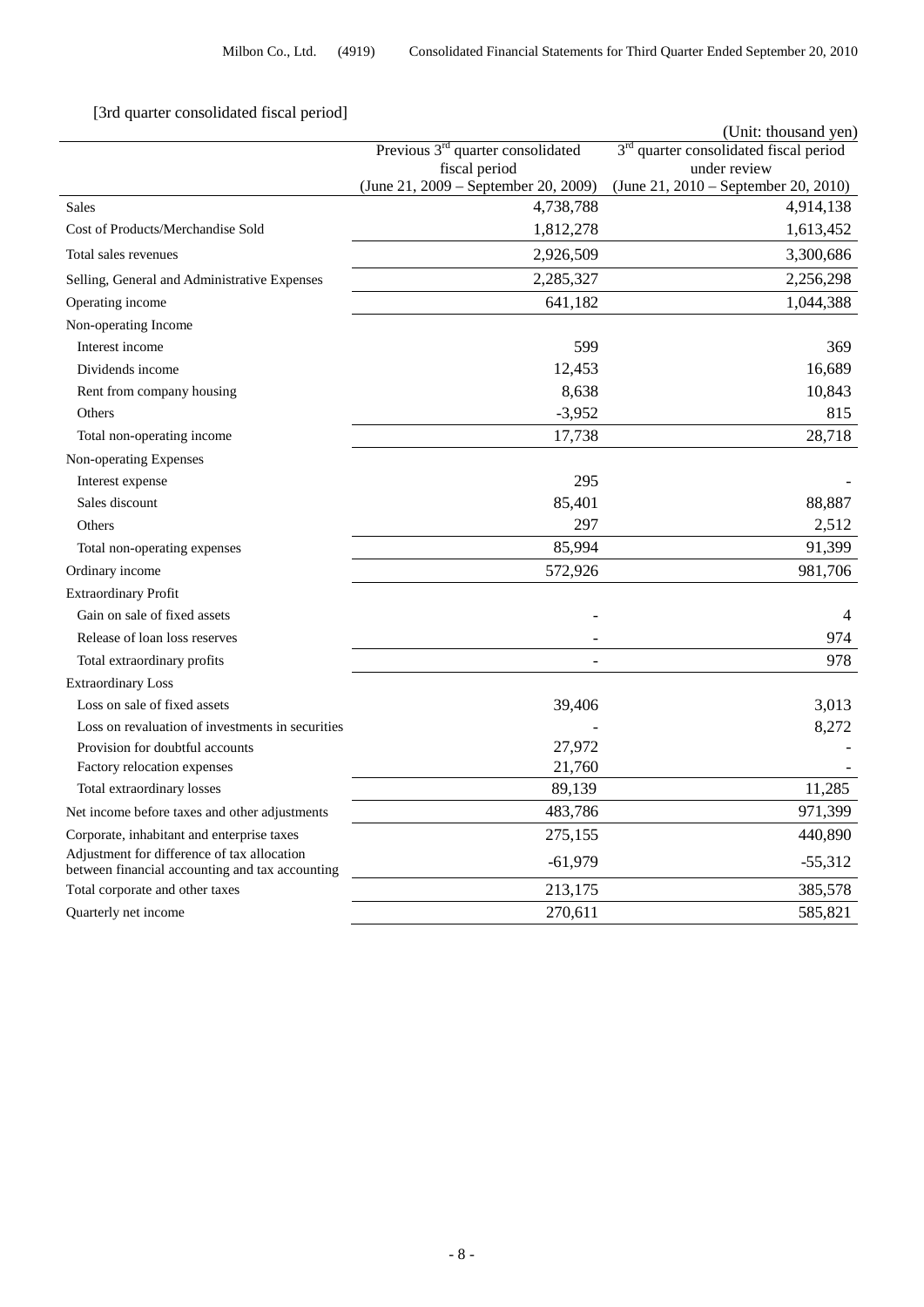[3rd quarter consolidated fiscal period]

(Unit: thousand yen)

| | Previous 3rd quarter consolidated fiscal period (June 21, 2009 – September 20, 2009) | 3rd quarter consolidated fiscal period under review (June 21, 2010 – September 20, 2010) |
|---|---|---|
| Sales | 4,738,788 | 4,914,138 |
| Cost of Products/Merchandise Sold | 1,812,278 | 1,613,452 |
| Total sales revenues | 2,926,509 | 3,300,686 |
| Selling, General and Administrative Expenses | 2,285,327 | 2,256,298 |
| Operating income | 641,182 | 1,044,388 |
| Non-operating Income | | |
| Interest income | 599 | 369 |
| Dividends income | 12,453 | 16,689 |
| Rent from company housing | 8,638 | 10,843 |
| Others | -3,952 | 815 |
| Total non-operating income | 17,738 | 28,718 |
| Non-operating Expenses | | |
| Interest expense | 295 | - |
| Sales discount | 85,401 | 88,887 |
| Others | 297 | 2,512 |
| Total non-operating expenses | 85,994 | 91,399 |
| Ordinary income | 572,926 | 981,706 |
| Extraordinary Profit | | |
| Gain on sale of fixed assets | - | 4 |
| Release of loan loss reserves | - | 974 |
| Total extraordinary profits | - | 978 |
| Extraordinary Loss | | |
| Loss on sale of fixed assets | 39,406 | 3,013 |
| Loss on revaluation of investments in securities | - | 8,272 |
| Provision for doubtful accounts | 27,972 | - |
| Factory relocation expenses | 21,760 | - |
| Total extraordinary losses | 89,139 | 11,285 |
| Net income before taxes and other adjustments | 483,786 | 971,399 |
| Corporate, inhabitant and enterprise taxes | 275,155 | 440,890 |
| Adjustment for difference of tax allocation between financial accounting and tax accounting | -61,979 | -55,312 |
| Total corporate and other taxes | 213,175 | 385,578 |
| Quarterly net income | 270,611 | 585,821 |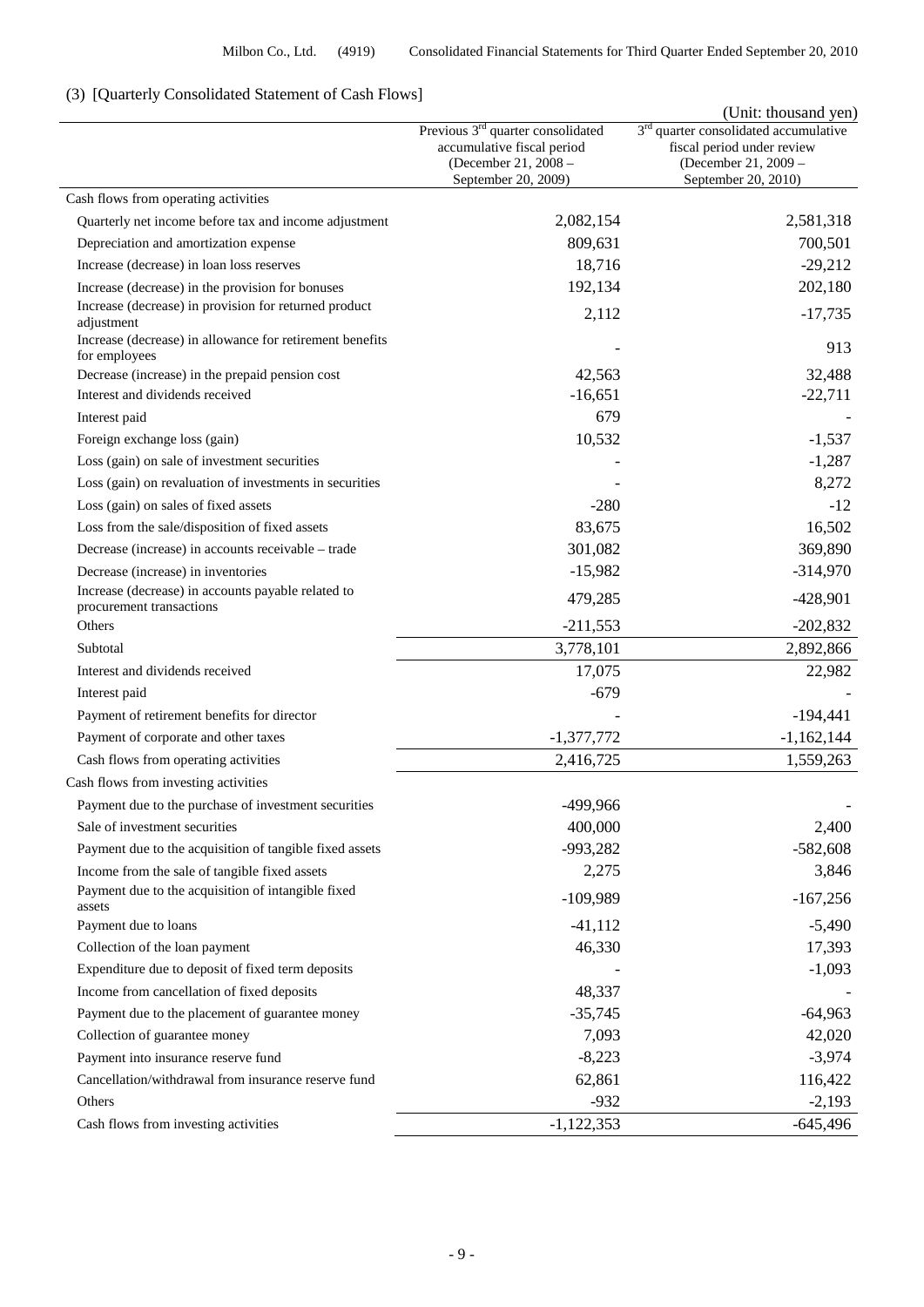## (3) [Quarterly Consolidated Statement of Cash Flows]

(Unit: thousand yen)

| | Previous 3rd quarter consolidated accumulative fiscal period (December 21, 2008 – September 20, 2009) | 3rd quarter consolidated accumulative fiscal period under review (December 21, 2009 – September 20, 2010) |
|---|---|---|
| Cash flows from operating activities | | |
| Quarterly net income before tax and income adjustment | 2,082,154 | 2,581,318 |
| Depreciation and amortization expense | 809,631 | 700,501 |
| Increase (decrease) in loan loss reserves | 18,716 | -29,212 |
| Increase (decrease) in the provision for bonuses | 192,134 | 202,180 |
| Increase (decrease) in provision for returned product adjustment | 2,112 | -17,735 |
| Increase (decrease) in allowance for retirement benefits for employees | - | 913 |
| Decrease (increase) in the prepaid pension cost | 42,563 | 32,488 |
| Interest and dividends received | -16,651 | -22,711 |
| Interest paid | 679 | - |
| Foreign exchange loss (gain) | 10,532 | -1,537 |
| Loss (gain) on sale of investment securities | - | -1,287 |
| Loss (gain) on revaluation of investments in securities | - | 8,272 |
| Loss (gain) on sales of fixed assets | -280 | -12 |
| Loss from the sale/disposition of fixed assets | 83,675 | 16,502 |
| Decrease (increase) in accounts receivable – trade | 301,082 | 369,890 |
| Decrease (increase) in inventories | -15,982 | -314,970 |
| Increase (decrease) in accounts payable related to procurement transactions | 479,285 | -428,901 |
| Others | -211,553 | -202,832 |
| Subtotal | 3,778,101 | 2,892,866 |
| Interest and dividends received | 17,075 | 22,982 |
| Interest paid | -679 | - |
| Payment of retirement benefits for director | - | -194,441 |
| Payment of corporate and other taxes | -1,377,772 | -1,162,144 |
| Cash flows from operating activities | 2,416,725 | 1,559,263 |
| Cash flows from investing activities | | |
| Payment due to the purchase of investment securities | -499,966 | - |
| Sale of investment securities | 400,000 | 2,400 |
| Payment due to the acquisition of tangible fixed assets | -993,282 | -582,608 |
| Income from the sale of tangible fixed assets | 2,275 | 3,846 |
| Payment due to the acquisition of intangible fixed assets | -109,989 | -167,256 |
| Payment due to loans | -41,112 | -5,490 |
| Collection of the loan payment | 46,330 | 17,393 |
| Expenditure due to deposit of fixed term deposits | - | -1,093 |
| Income from cancellation of fixed deposits | 48,337 | - |
| Payment due to the placement of guarantee money | -35,745 | -64,963 |
| Collection of guarantee money | 7,093 | 42,020 |
| Payment into insurance reserve fund | -8,223 | -3,974 |
| Cancellation/withdrawal from insurance reserve fund | 62,861 | 116,422 |
| Others | -932 | -2,193 |
| Cash flows from investing activities | -1,122,353 | -645,496 |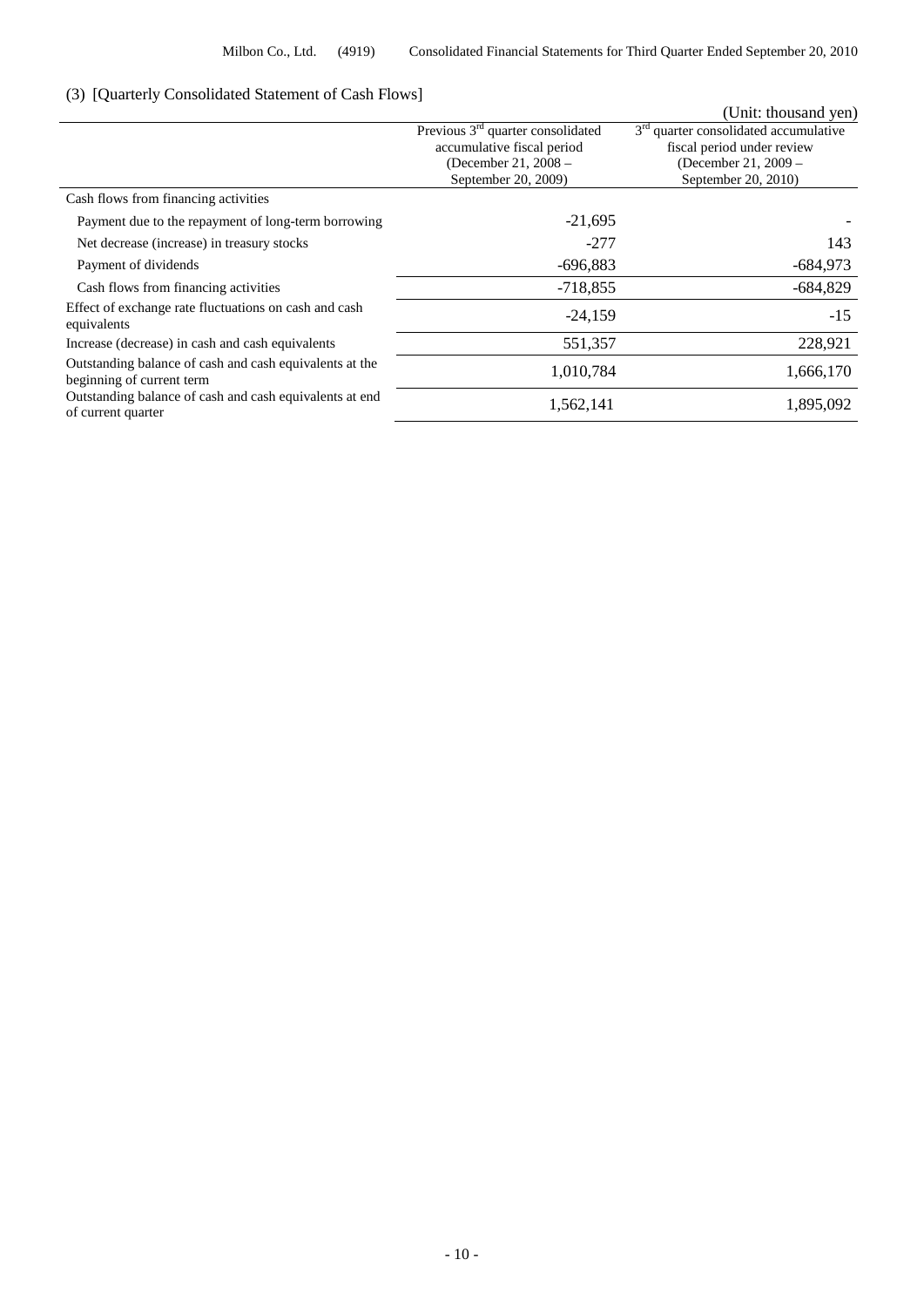### (3) [Quarterly Consolidated Statement of Cash Flows]

(Unit: thousand yen)

| | Previous 3rd quarter consolidated accumulative fiscal period (December 21, 2008 – September 20, 2009) | 3rd quarter consolidated accumulative fiscal period under review (December 21, 2009 – September 20, 2010) |
|---|---|---|
| Cash flows from financing activities | | |
| Payment due to the repayment of long-term borrowing | -21,695 | - |
| Net decrease (increase) in treasury stocks | -277 | 143 |
| Payment of dividends | -696,883 | -684,973 |
| Cash flows from financing activities | -718,855 | -684,829 |
| Effect of exchange rate fluctuations on cash and cash equivalents | -24,159 | -15 |
| Increase (decrease) in cash and cash equivalents | 551,357 | 228,921 |
| Outstanding balance of cash and cash equivalents at the beginning of current term | 1,010,784 | 1,666,170 |
| Outstanding balance of cash and cash equivalents at end of current quarter | 1,562,141 | 1,895,092 |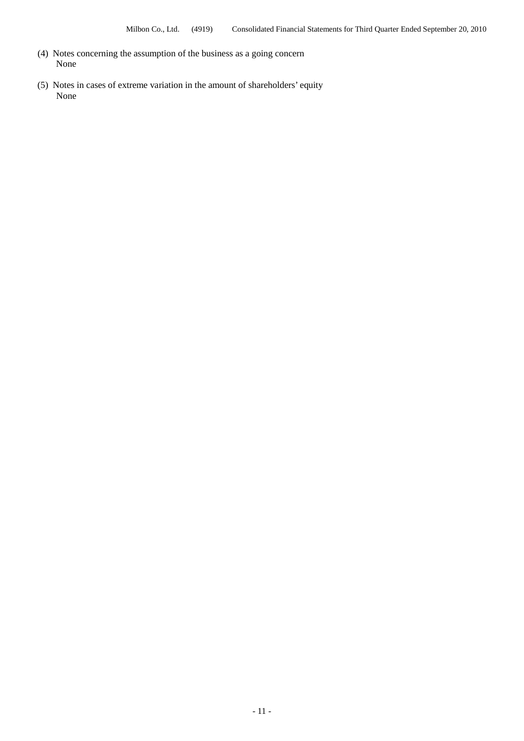(4) Notes concerning the assumption of the business as a going concern

None

(5) Notes in cases of extreme variation in the amount of shareholders' equity

None